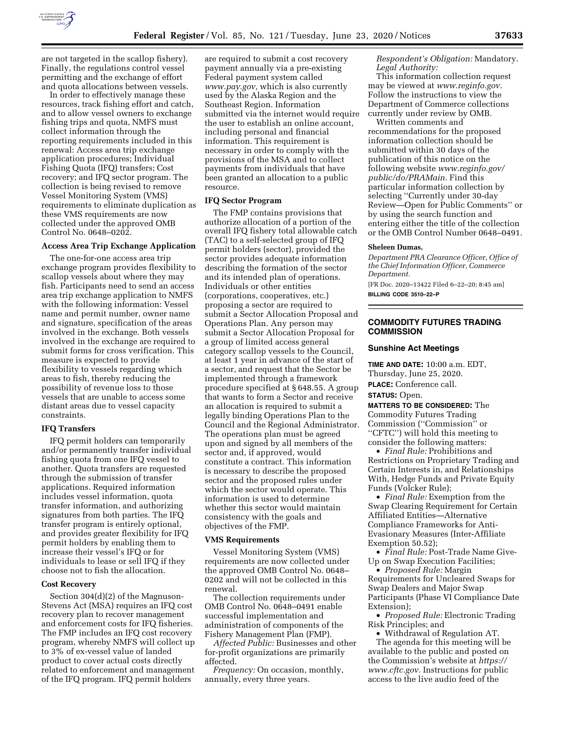are not targeted in the scallop fishery). Finally, the regulations control vessel permitting and the exchange of effort and quota allocations between vessels.

In order to effectively manage these resources, track fishing effort and catch, and to allow vessel owners to exchange fishing trips and quota, NMFS must collect information through the reporting requirements included in this renewal: Access area trip exchange application procedures; Individual Fishing Quota (IFQ) transfers; Cost recovery; and IFQ sector program. The collection is being revised to remove Vessel Monitoring System (VMS) requirements to eliminate duplication as these VMS requirements are now collected under the approved OMB Control No. 0648–0202.

### Access Area Trip Exchange Application

The one-for-one access area trip exchange program provides flexibility to scallop vessels about where they may fish. Participants need to send an access area trip exchange application to NMFS with the following information: Vessel name and permit number, owner name and signature, specification of the areas involved in the exchange. Both vessels involved in the exchange are required to submit forms for cross verification. This measure is expected to provide flexibility to vessels regarding which areas to fish, thereby reducing the possibility of revenue loss to those vessels that are unable to access some distant areas due to vessel capacity constraints.

### IFQ Transfers

IFQ permit holders can temporarily and/or permanently transfer individual fishing quota from one IFQ vessel to another. Quota transfers are requested through the submission of transfer applications. Required information includes vessel information, quota transfer information, and authorizing signatures from both parties. The IFQ transfer program is entirely optional, and provides greater flexibility for IFQ permit holders by enabling them to increase their vessel's IFQ or for individuals to lease or sell IFQ if they choose not to fish the allocation.

### Cost Recovery

Section 304(d)(2) of the Magnuson-Stevens Act (MSA) requires an IFQ cost recovery plan to recover management and enforcement costs for IFQ fisheries. The FMP includes an IFQ cost recovery program, whereby NMFS will collect up to 3% of ex-vessel value of landed product to cover actual costs directly related to enforcement and management of the IFQ program. IFQ permit holders are required to submit a cost recovery payment annually via a pre-existing Federal payment system called *www.pay.gov,* which is also currently used by the Alaska Region and the Southeast Region. Information submitted via the internet would require the user to establish an online account, including personal and financial information. This requirement is necessary in order to comply with the provisions of the MSA and to collect payments from individuals that have been granted an allocation to a public resource.

### IFQ Sector Program

The FMP contains provisions that authorize allocation of a portion of the overall IFQ fishery total allowable catch (TAC) to a self-selected group of IFQ permit holders (sector), provided the sector provides adequate information describing the formation of the sector and its intended plan of operations. Individuals or other entities (corporations, cooperatives, etc.) proposing a sector are required to submit a Sector Allocation Proposal and Operations Plan. Any person may submit a Sector Allocation Proposal for a group of limited access general category scallop vessels to the Council, at least 1 year in advance of the start of a sector, and request that the Sector be implemented through a framework procedure specified at § 648.55. A group that wants to form a Sector and receive an allocation is required to submit a legally binding Operations Plan to the Council and the Regional Administrator. The operations plan must be agreed upon and signed by all members of the sector and, if approved, would constitute a contract. This information is necessary to describe the proposed sector and the proposed rules under which the sector would operate. This information is used to determine whether this sector would maintain consistency with the goals and objectives of the FMP.

### VMS Requirements

Vessel Monitoring System (VMS) requirements are now collected under the approved OMB Control No. 0648–0202 and will not be collected in this renewal.

The collection requirements under OMB Control No. 0648–0491 enable successful implementation and administration of components of the Fishery Management Plan (FMP).

*Affected Public:* Businesses and other for-profit organizations are primarily affected.

*Frequency:* On occasion, monthly, annually, every three years.

*Respondent's Obligation:* Mandatory.

*Legal Authority:*

This information collection request may be viewed at *www.reginfo.gov.* Follow the instructions to view the Department of Commerce collections currently under review by OMB.

Written comments and recommendations for the proposed information collection should be submitted within 30 days of the publication of this notice on the following website *www.reginfo.gov/public/do/PRAMain.* Find this particular information collection by selecting ''Currently under 30-day Review—Open for Public Comments'' or by using the search function and entering either the title of the collection or the OMB Control Number 0648–0491.

**Sheleen Dumas,**

*Department PRA Clearance Officer, Office of the Chief Information Officer, Commerce Department.*

[FR Doc. 2020–13422 Filed 6–22–20; 8:45 am]

**BILLING CODE 3510–22–P**

## COMMODITY FUTURES TRADING COMMISSION

### Sunshine Act Meetings

**TIME AND DATE:** 10:00 a.m. EDT, Thursday, June 25, 2020.

**PLACE:** Conference call.

**STATUS:** Open.

**MATTERS TO BE CONSIDERED:** The Commodity Futures Trading Commission (''Commission'' or ''CFTC'') will hold this meeting to consider the following matters:

- *Final Rule:* Prohibitions and Restrictions on Proprietary Trading and Certain Interests in, and Relationships With, Hedge Funds and Private Equity Funds (Volcker Rule);
- *Final Rule:* Exemption from the Swap Clearing Requirement for Certain Affiliated Entities—Alternative Compliance Frameworks for Anti-Evasionary Measures (Inter-Affiliate Exemption 50.52);
- *Final Rule:* Post-Trade Name Give-Up on Swap Execution Facilities;
- *Proposed Rule:* Margin Requirements for Uncleared Swaps for Swap Dealers and Major Swap Participants (Phase VI Compliance Date Extension);
- *Proposed Rule:* Electronic Trading Risk Principles; and
- Withdrawal of Regulation AT.

The agenda for this meeting will be available to the public and posted on the Commission's website at *https://www.cftc.gov.* Instructions for public access to the live audio feed of the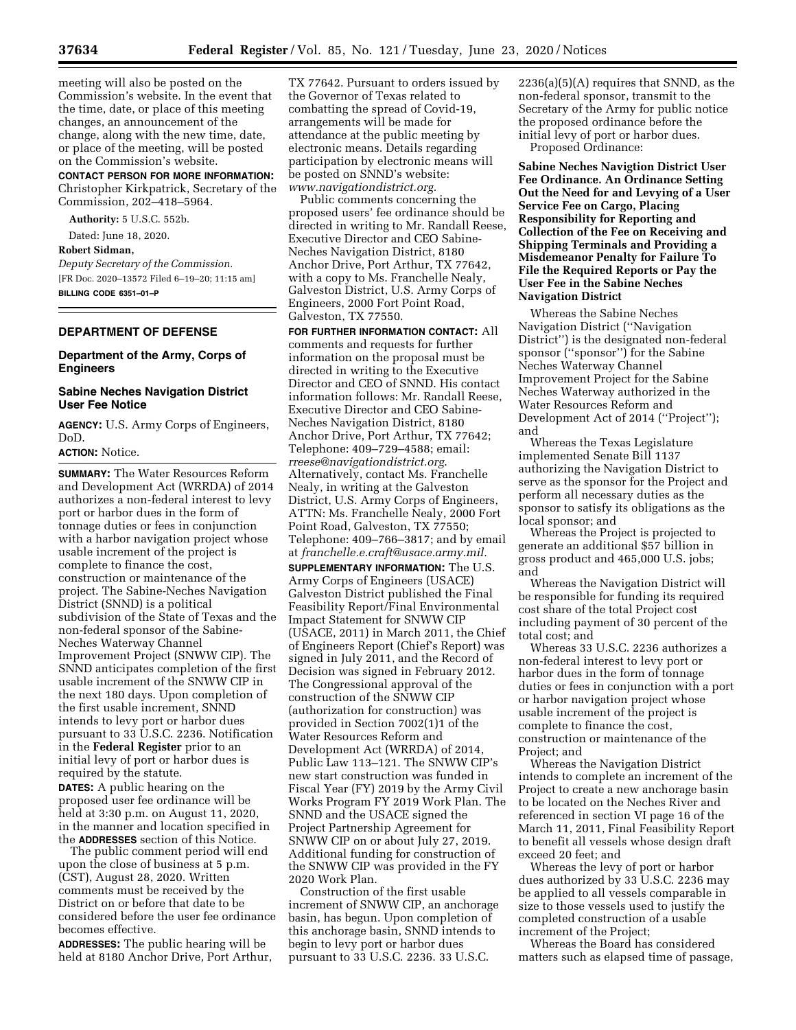meeting will also be posted on the Commission's website. In the event that the time, date, or place of this meeting changes, an announcement of the change, along with the new time, date, or place of the meeting, will be posted on the Commission's website.

**CONTACT PERSON FOR MORE INFORMATION:** Christopher Kirkpatrick, Secretary of the Commission, 202–418–5964.

**Authority:** 5 U.S.C. 552b.

Dated: June 18, 2020.

**Robert Sidman,**

*Deputy Secretary of the Commission.*

[FR Doc. 2020–13572 Filed 6–19–20; 11:15 am]

**BILLING CODE 6351–01–P**

## DEPARTMENT OF DEFENSE

### Department of the Army, Corps of Engineers

### Sabine Neches Navigation District User Fee Notice

**AGENCY:** U.S. Army Corps of Engineers, DoD.

**ACTION:** Notice.

**SUMMARY:** The Water Resources Reform and Development Act (WRRDA) of 2014 authorizes a non-federal interest to levy port or harbor dues in the form of tonnage duties or fees in conjunction with a harbor navigation project whose usable increment of the project is complete to finance the cost, construction or maintenance of the project. The Sabine-Neches Navigation District (SNND) is a political subdivision of the State of Texas and the non-federal sponsor of the Sabine-Neches Waterway Channel Improvement Project (SNWW CIP). The SNND anticipates completion of the first usable increment of the SNWW CIP in the next 180 days. Upon completion of the first usable increment, SNND intends to levy port or harbor dues pursuant to 33 U.S.C. 2236. Notification in the **Federal Register** prior to an initial levy of port or harbor dues is required by the statute.

**DATES:** A public hearing on the proposed user fee ordinance will be held at 3:30 p.m. on August 11, 2020, in the manner and location specified in the **ADDRESSES** section of this Notice.

The public comment period will end upon the close of business at 5 p.m. (CST), August 28, 2020. Written comments must be received by the District on or before that date to be considered before the user fee ordinance becomes effective.

**ADDRESSES:** The public hearing will be held at 8180 Anchor Drive, Port Arthur, TX 77642. Pursuant to orders issued by the Governor of Texas related to combatting the spread of Covid-19, arrangements will be made for attendance at the public meeting by electronic means. Details regarding participation by electronic means will be posted on SNND's website: *www.navigationdistrict.org.*

Public comments concerning the proposed users' fee ordinance should be directed in writing to Mr. Randall Reese, Executive Director and CEO Sabine-Neches Navigation District, 8180 Anchor Drive, Port Arthur, TX 77642, with a copy to Ms. Franchelle Nealy, Galveston District, U.S. Army Corps of Engineers, 2000 Fort Point Road, Galveston, TX 77550.

**FOR FURTHER INFORMATION CONTACT:** All comments and requests for further information on the proposal must be directed in writing to the Executive Director and CEO of SNND. His contact information follows: Mr. Randall Reese, Executive Director and CEO Sabine-Neches Navigation District, 8180 Anchor Drive, Port Arthur, TX 77642; Telephone: 409–729–4588; email: *rreese@navigationdistrict.org.* Alternatively, contact Ms. Franchelle Nealy, in writing at the Galveston District, U.S. Army Corps of Engineers, ATTN: Ms. Franchelle Nealy, 2000 Fort Point Road, Galveston, TX 77550; Telephone: 409–766–3817; and by email at *franchelle.e.craft@usace.army.mil.*

**SUPPLEMENTARY INFORMATION:** The U.S. Army Corps of Engineers (USACE) Galveston District published the Final Feasibility Report/Final Environmental Impact Statement for SNWW CIP (USACE, 2011) in March 2011, the Chief of Engineers Report (Chief's Report) was signed in July 2011, and the Record of Decision was signed in February 2012. The Congressional approval of the construction of the SNWW CIP (authorization for construction) was provided in Section 7002(1)1 of the Water Resources Reform and Development Act (WRRDA) of 2014, Public Law 113–121. The SNWW CIP's new start construction was funded in Fiscal Year (FY) 2019 by the Army Civil Works Program FY 2019 Work Plan. The SNND and the USACE signed the Project Partnership Agreement for SNWW CIP on or about July 27, 2019. Additional funding for construction of the SNWW CIP was provided in the FY 2020 Work Plan.

Construction of the first usable increment of SNWW CIP, an anchorage basin, has begun. Upon completion of this anchorage basin, SNND intends to begin to levy port or harbor dues pursuant to 33 U.S.C. 2236. 33 U.S.C. 2236(a)(5)(A) requires that SNND, as the non-federal sponsor, transmit to the Secretary of the Army for public notice the proposed ordinance before the initial levy of port or harbor dues.

Proposed Ordinance:

**Sabine Neches Navigtion District User Fee Ordinance. An Ordinance Setting Out the Need for and Levying of a User Service Fee on Cargo, Placing Responsibility for Reporting and Collection of the Fee on Receiving and Shipping Terminals and Providing a Misdemeanor Penalty for Failure To File the Required Reports or Pay the User Fee in the Sabine Neches Navigation District**

Whereas the Sabine Neches Navigation District (''Navigation District'') is the designated non-federal sponsor (''sponsor'') for the Sabine Neches Waterway Channel Improvement Project for the Sabine Neches Waterway authorized in the Water Resources Reform and Development Act of 2014 (''Project''); and

Whereas the Texas Legislature implemented Senate Bill 1137 authorizing the Navigation District to serve as the sponsor for the Project and perform all necessary duties as the sponsor to satisfy its obligations as the local sponsor; and

Whereas the Project is projected to generate an additional $57 billion in gross product and 465,000 U.S. jobs; and

Whereas the Navigation District will be responsible for funding its required cost share of the total Project cost including payment of 30 percent of the total cost; and

Whereas 33 U.S.C. 2236 authorizes a non-federal interest to levy port or harbor dues in the form of tonnage duties or fees in conjunction with a port or harbor navigation project whose usable increment of the project is complete to finance the cost, construction or maintenance of the Project; and

Whereas the Navigation District intends to complete an increment of the Project to create a new anchorage basin to be located on the Neches River and referenced in section VI page 16 of the March 11, 2011, Final Feasibility Report to benefit all vessels whose design draft exceed 20 feet; and

Whereas the levy of port or harbor dues authorized by 33 U.S.C. 2236 may be applied to all vessels comparable in size to those vessels used to justify the completed construction of a usable increment of the Project;

Whereas the Board has considered matters such as elapsed time of passage,